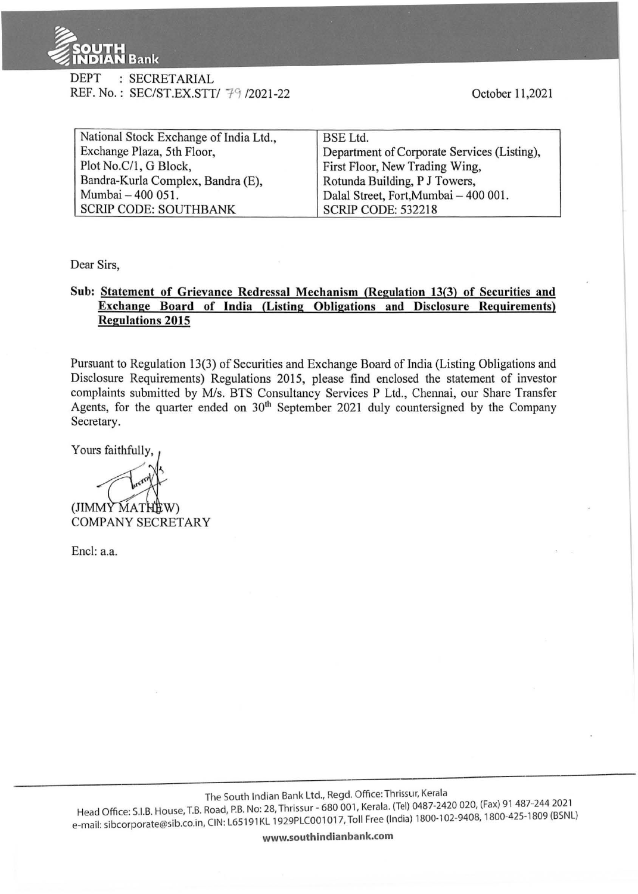DEPT : SECRETARIAL
REF. No. : SEC/ST.EX.STT/ 79 /2021-22

October 11,2021

| National Stock Exchange of India Ltd., | BSE Ltd. |
|---|---|
| Exchange Plaza, 5th Floor, | Department of Corporate Services (Listing), |
| Plot No.C/1, G Block, | First Floor, New Trading Wing, |
| Bandra-Kurla Complex, Bandra (E), | Rotunda Building, P J Towers, |
| Mumbai – 400 051. | Dalal Street, Fort,Mumbai – 400 001. |
| SCRIP CODE: SOUTHBANK | SCRIP CODE: 532218 |

Dear Sirs,

**Sub: Statement of Grievance Redressal Mechanism (Regulation 13(3) of Securities and Exchange Board of India (Listing Obligations and Disclosure Requirements) Regulations 2015**

Pursuant to Regulation 13(3) of Securities and Exchange Board of India (Listing Obligations and Disclosure Requirements) Regulations 2015, please find enclosed the statement of investor complaints submitted by M/s. BTS Consultancy Services P Ltd., Chennai, our Share Transfer Agents, for the quarter ended on 30th September 2021 duly countersigned by the Company Secretary.

Yours faithfully,

(JIMMY MATHEW)
COMPANY SECRETARY

Encl: a.a.

The South Indian Bank Ltd., Regd. Office: Thrissur, Kerala
Head Office: S.I.B. House, T.B. Road, P.B. No: 28, Thrissur - 680 001, Kerala. (Tel) 0487-2420 020, (Fax) 91 487-244 2021
e-mail: sibcorporate@sib.co.in, CIN: L65191KL1929PLC001017, Toll Free (India) 1800-102-9408, 1800-425-1809 (BSNL)

www.southindianbank.com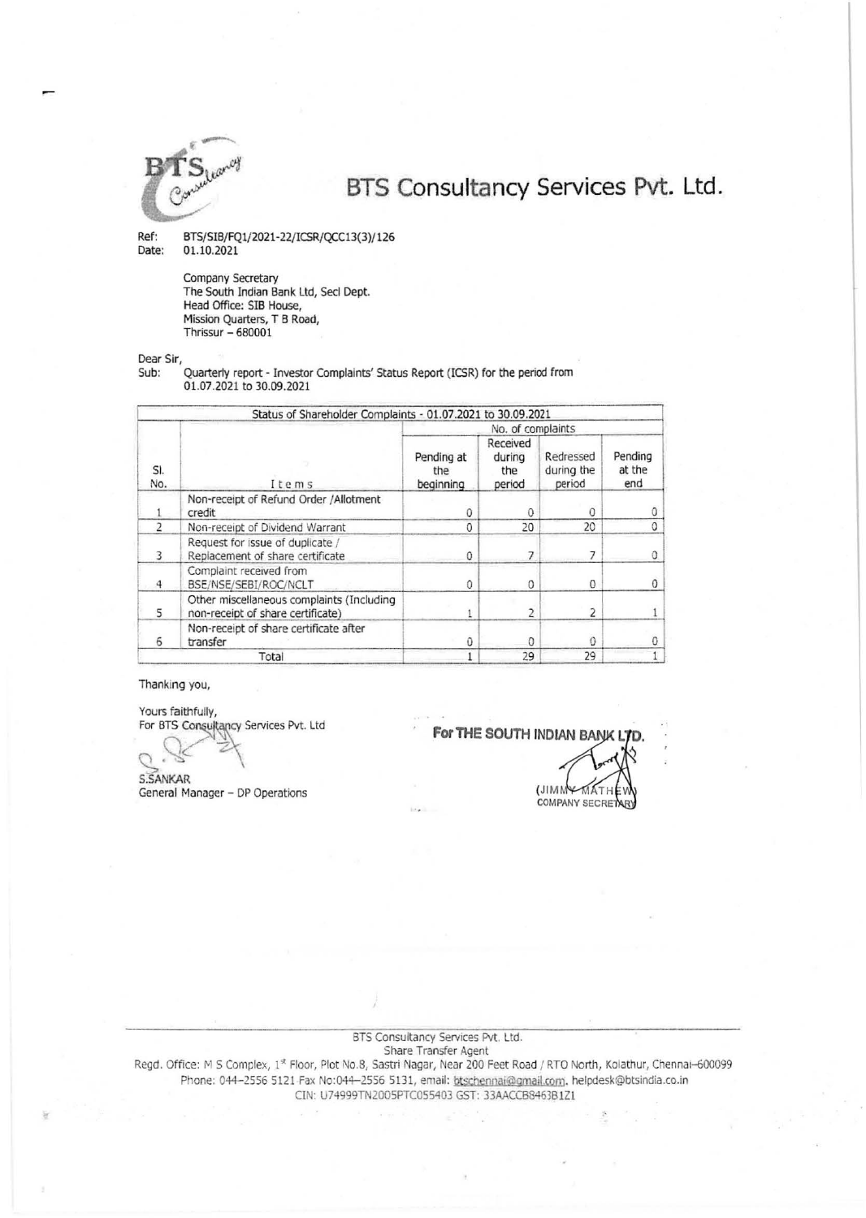# BTS Consultancy Services Pvt. Ltd.

Ref: BTS/SIB/FQ1/2021-22/ICSR/QCC13(3)/126
Date: 01.10.2021

Company Secretary
The South Indian Bank Ltd, Secl Dept.
Head Office: SIB House,
Mission Quarters, T B Road,
Thrissur – 680001

Dear Sir,

Sub: Quarterly report - Investor Complaints' Status Report (ICSR) for the period from 01.07.2021 to 30.09.2021

| Status of Shareholder Complaints - 01.07.2021 to 30.09.2021 | | | | | |
|---|---|---|---|---|---|
| | | No. of complaints | | | |
| Sl. No. | Items | Pending at the beginning | Received during the period | Redressed during the period | Pending at the end |
| 1 | Non-receipt of Refund Order /Allotment credit | 0 | 0 | 0 | 0 |
| 2 | Non-receipt of Dividend Warrant | 0 | 20 | 20 | 0 |
| 3 | Request for issue of duplicate / Replacement of share certificate | 0 | 7 | 7 | 0 |
| 4 | Complaint received from BSE/NSE/SEBI/ROC/NCLT | 0 | 0 | 0 | 0 |
| 5 | Other miscellaneous complaints (Including non-receipt of share certificate) | 1 | 2 | 2 | 1 |
| 6 | Non-receipt of share certificate after transfer | 0 | 0 | 0 | 0 |
| | Total | 1 | 29 | 29 | 1 |

Thanking you,

Yours faithfully,
For BTS Consultancy Services Pvt. Ltd

S.SANKAR
General Manager – DP Operations

For THE SOUTH INDIAN BANK LTD.

(JIMMY MATHEW)
COMPANY SECRETARY

BTS Consultancy Services Pvt. Ltd.
Share Transfer Agent
Regd. Office: M S Complex, 1st Floor, Plot No.8, Sastri Nagar, Near 200 Feet Road / RTO North, Kolathur, Chennai–600099
Phone: 044–2556 5121 Fax No:044–2556 5131, email: btschennai@gmail.com, helpdesk@btsindia.co.in
CIN: U74999TN2005PTC055403 GST: 33AACCB8463B1Z1